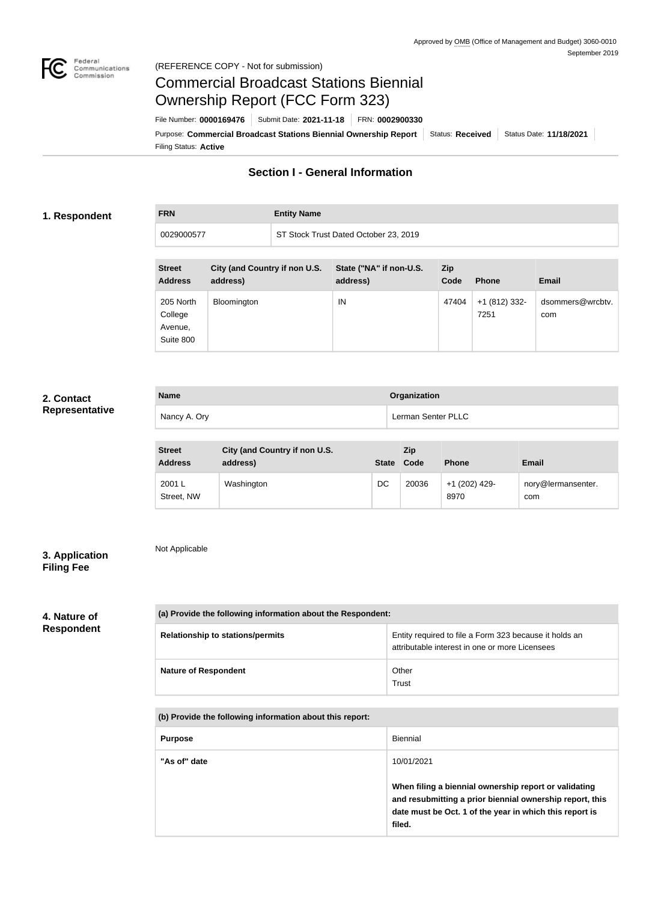Approved by OMB (Office of Management and Budget) 3060-0010
September 2019

(REFERENCE COPY - Not for submission)

# Commercial Broadcast Stations Biennial Ownership Report (FCC Form 323)

File Number: **0000169476** | Submit Date: **2021-11-18** | FRN: **0002900330**

Purpose: **Commercial Broadcast Stations Biennial Ownership Report** | Status: **Received** | Status Date: **11/18/2021**

Filing Status: **Active**

## Section I - General Information

### 1. Respondent

| FRN | Entity Name |
|---|---|
| 0029000577 | ST Stock Trust Dated October 23, 2019 |

| Street Address | City (and Country if non U.S. address) | State ("NA" if non-U.S. address) | Zip Code | Phone | Email |
|---|---|---|---|---|---|
| 205 North College Avenue, Suite 800 | Bloomington | IN | 47404 | +1 (812) 332-7251 | dsommers@wrcbtv.com |

### 2. Contact Representative

| Name | Organization |
|---|---|
| Nancy A. Ory | Lerman Senter PLLC |

| Street Address | City (and Country if non U.S. address) | State | Zip Code | Phone | Email |
|---|---|---|---|---|---|
| 2001 L Street, NW | Washington | DC | 20036 | +1 (202) 429-8970 | nory@lermansenter.com |

### 3. Application Filing Fee

Not Applicable

### 4. Nature of Respondent

| (a) Provide the following information about the Respondent: | |
|---|---|
| Relationship to stations/permits | Entity required to file a Form 323 because it holds an attributable interest in one or more Licensees |
| Nature of Respondent | Other<br>Trust |

| (b) Provide the following information about this report: | |
|---|---|
| Purpose | Biennial |
| "As of" date | 10/01/2021<br><br>**When filing a biennial ownership report or validating and resubmitting a prior biennial ownership report, this date must be Oct. 1 of the year in which this report is filed.** |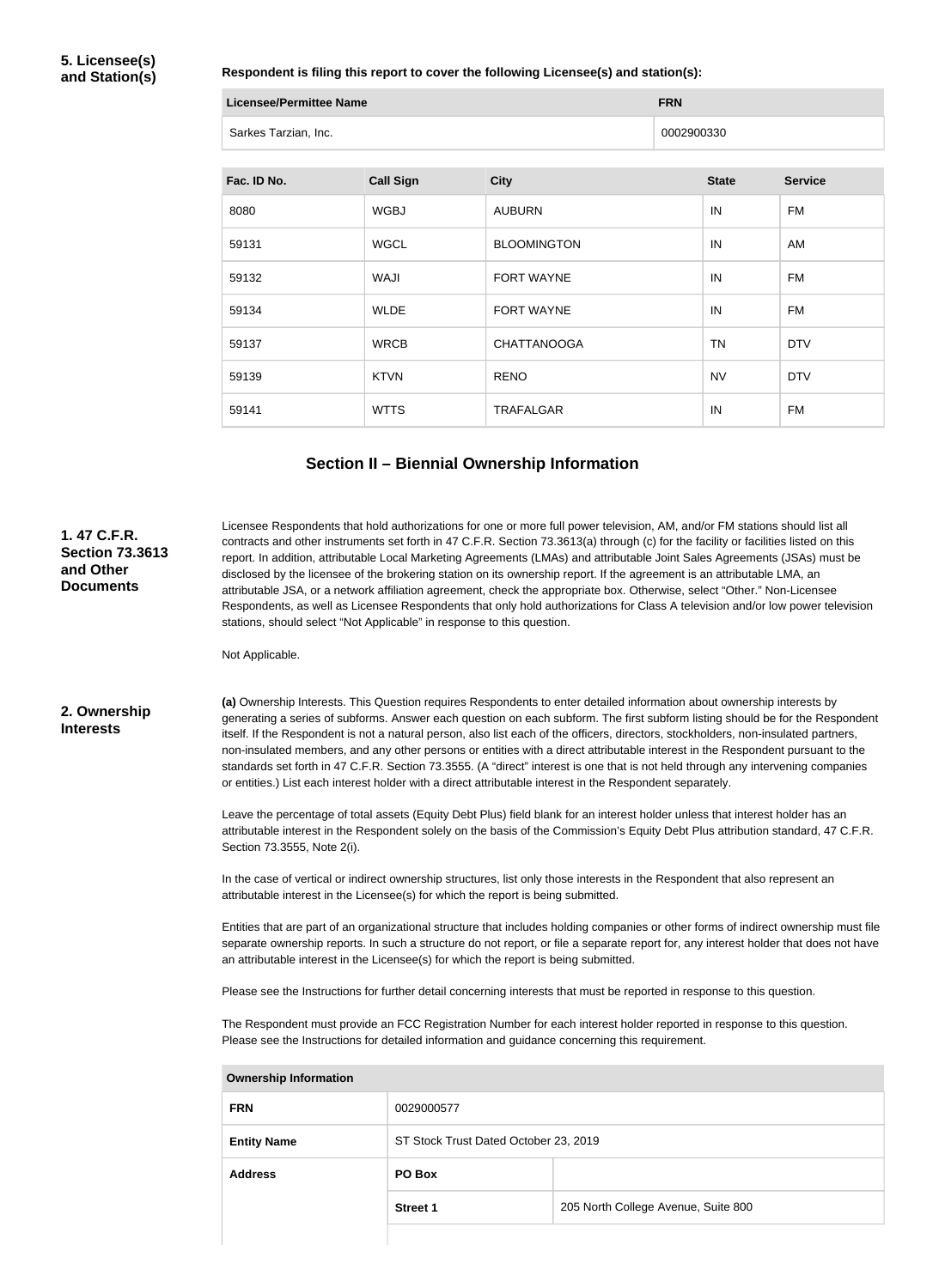**5. Licensee(s) and Station(s)**

**Respondent is filing this report to cover the following Licensee(s) and station(s):**

| Licensee/Permittee Name | FRN |
|---|---|
| Sarkes Tarzian, Inc. | 0002900330 |

| Fac. ID No. | Call Sign | City | State | Service |
|---|---|---|---|---|
| 8080 | WGBJ | AUBURN | IN | FM |
| 59131 | WGCL | BLOOMINGTON | IN | AM |
| 59132 | WAJI | FORT WAYNE | IN | FM |
| 59134 | WLDE | FORT WAYNE | IN | FM |
| 59137 | WRCB | CHATTANOOGA | TN | DTV |
| 59139 | KTVN | RENO | NV | DTV |
| 59141 | WTTS | TRAFALGAR | IN | FM |

## Section II – Biennial Ownership Information

**1. 47 C.F.R. Section 73.3613 and Other Documents**

Licensee Respondents that hold authorizations for one or more full power television, AM, and/or FM stations should list all contracts and other instruments set forth in 47 C.F.R. Section 73.3613(a) through (c) for the facility or facilities listed on this report. In addition, attributable Local Marketing Agreements (LMAs) and attributable Joint Sales Agreements (JSAs) must be disclosed by the licensee of the brokering station on its ownership report. If the agreement is an attributable LMA, an attributable JSA, or a network affiliation agreement, check the appropriate box. Otherwise, select "Other." Non-Licensee Respondents, as well as Licensee Respondents that only hold authorizations for Class A television and/or low power television stations, should select "Not Applicable" in response to this question.

Not Applicable.

**2. Ownership Interests**

**(a)** Ownership Interests. This Question requires Respondents to enter detailed information about ownership interests by generating a series of subforms. Answer each question on each subform. The first subform listing should be for the Respondent itself. If the Respondent is not a natural person, also list each of the officers, directors, stockholders, non-insulated partners, non-insulated members, and any other persons or entities with a direct attributable interest in the Respondent pursuant to the standards set forth in 47 C.F.R. Section 73.3555. (A "direct" interest is one that is not held through any intervening companies or entities.) List each interest holder with a direct attributable interest in the Respondent separately.

Leave the percentage of total assets (Equity Debt Plus) field blank for an interest holder unless that interest holder has an attributable interest in the Respondent solely on the basis of the Commission's Equity Debt Plus attribution standard, 47 C.F.R. Section 73.3555, Note 2(i).

In the case of vertical or indirect ownership structures, list only those interests in the Respondent that also represent an attributable interest in the Licensee(s) for which the report is being submitted.

Entities that are part of an organizational structure that includes holding companies or other forms of indirect ownership must file separate ownership reports. In such a structure do not report, or file a separate report for, any interest holder that does not have an attributable interest in the Licensee(s) for which the report is being submitted.

Please see the Instructions for further detail concerning interests that must be reported in response to this question.

The Respondent must provide an FCC Registration Number for each interest holder reported in response to this question. Please see the Instructions for detailed information and guidance concerning this requirement.

| Ownership Information | | |
|---|---|---|
| **FRN** | 0029000577 | |
| **Entity Name** | ST Stock Trust Dated October 23, 2019 | |
| **Address** | **PO Box** | |
| | **Street 1** | 205 North College Avenue, Suite 800 |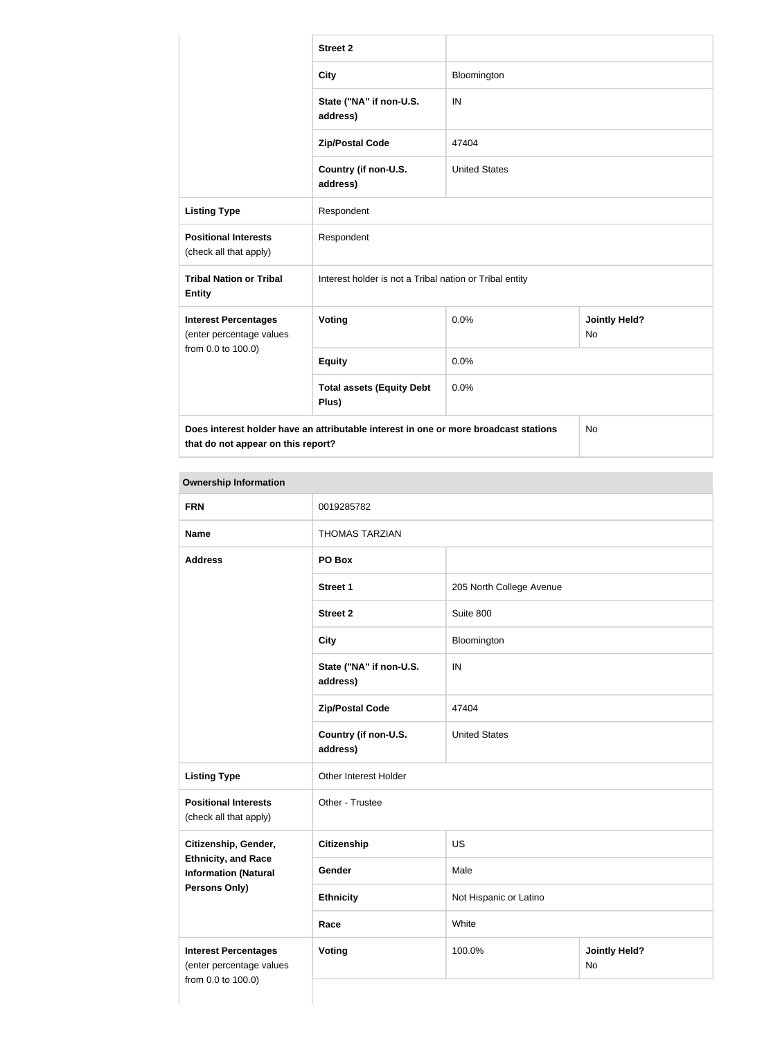| | | | |
|---|---|---|---|
| | **Street 2** | | |
| | **City** | Bloomington | |
| | **State ("NA" if non-U.S. address)** | IN | |
| | **Zip/Postal Code** | 47404 | |
| | **Country (if non-U.S. address)** | United States | |
| **Listing Type** | Respondent | | |
| **Positional Interests** (check all that apply) | Respondent | | |
| **Tribal Nation or Tribal Entity** | Interest holder is not a Tribal nation or Tribal entity | | |
| **Interest Percentages** (enter percentage values from 0.0 to 100.0) | **Voting** | 0.0% | **Jointly Held?** No |
| | **Equity** | 0.0% | |
| | **Total assets (Equity Debt Plus)** | 0.0% | |
| **Does interest holder have an attributable interest in one or more broadcast stations that do not appear on this report?** | | | No |

| **Ownership Information** | | | |
|---|---|---|---|
| **FRN** | 0019285782 | | |
| **Name** | THOMAS TARZIAN | | |
| **Address** | **PO Box** | | |
| | **Street 1** | 205 North College Avenue | |
| | **Street 2** | Suite 800 | |
| | **City** | Bloomington | |
| | **State ("NA" if non-U.S. address)** | IN | |
| | **Zip/Postal Code** | 47404 | |
| | **Country (if non-U.S. address)** | United States | |
| **Listing Type** | Other Interest Holder | | |
| **Positional Interests** (check all that apply) | Other - Trustee | | |
| **Citizenship, Gender, Ethnicity, and Race Information (Natural Persons Only)** | **Citizenship** | US | |
| | **Gender** | Male | |
| | **Ethnicity** | Not Hispanic or Latino | |
| | **Race** | White | |
| **Interest Percentages** (enter percentage values from 0.0 to 100.0) | **Voting** | 100.0% | **Jointly Held?** No |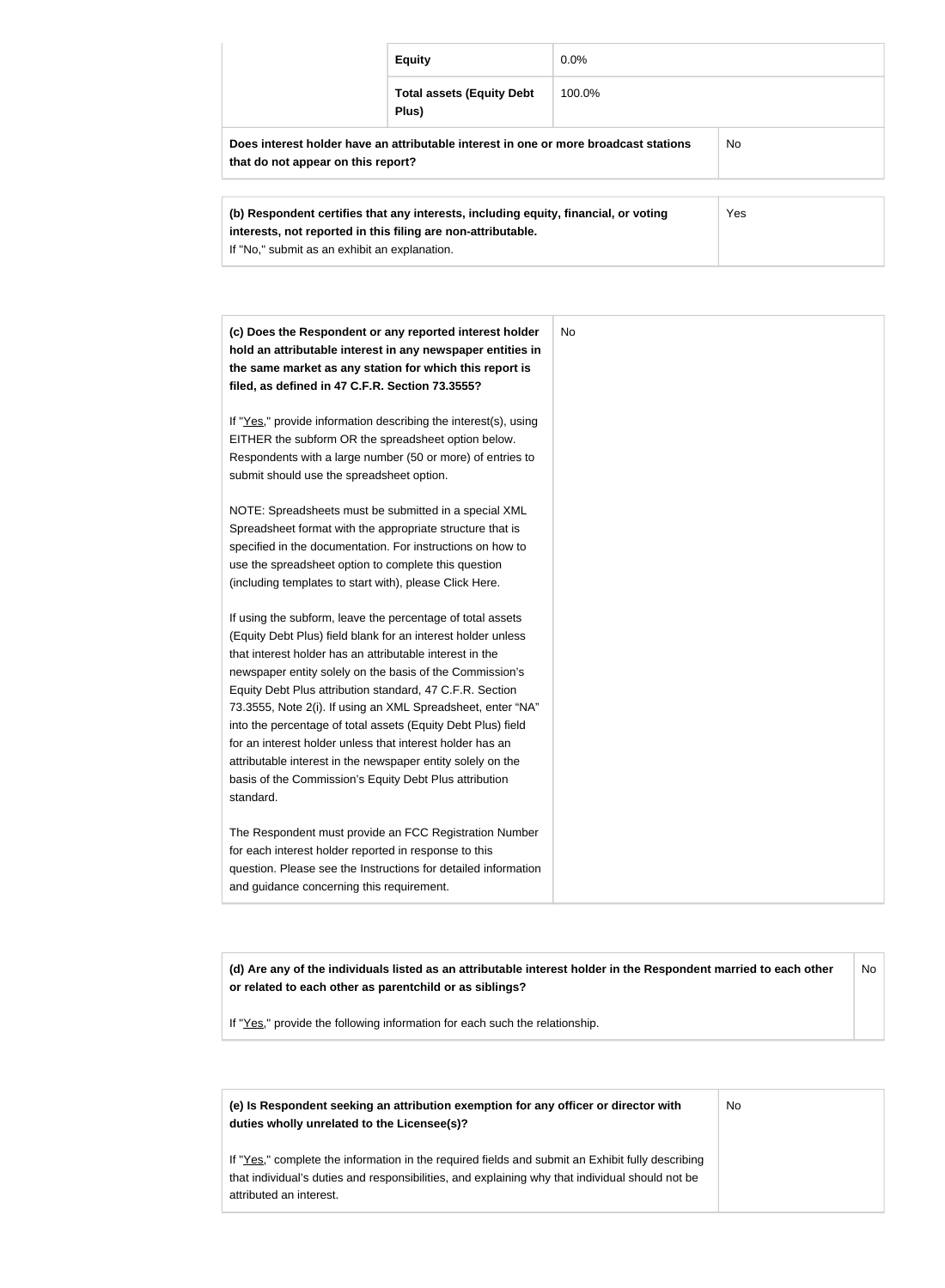| | | |
|---|---|---|
| | **Equity** | 0.0% |
| | **Total assets (Equity Debt Plus)** | 100.0% |
| **Does interest holder have an attributable interest in one or more broadcast stations that do not appear on this report?** | | No |

| | |
|---|---|
| **(b) Respondent certifies that any interests, including equity, financial, or voting interests, not reported in this filing are non-attributable.** If "No," submit as an exhibit an explanation. | Yes |

| | |
|---|---|
| **(c) Does the Respondent or any reported interest holder hold an attributable interest in any newspaper entities in the same market as any station for which this report is filed, as defined in 47 C.F.R. Section 73.3555?**<br><br>If "Yes," provide information describing the interest(s), using EITHER the subform OR the spreadsheet option below. Respondents with a large number (50 or more) of entries to submit should use the spreadsheet option.<br><br>NOTE: Spreadsheets must be submitted in a special XML Spreadsheet format with the appropriate structure that is specified in the documentation. For instructions on how to use the spreadsheet option to complete this question (including templates to start with), please Click Here.<br><br>If using the subform, leave the percentage of total assets (Equity Debt Plus) field blank for an interest holder unless that interest holder has an attributable interest in the newspaper entity solely on the basis of the Commission's Equity Debt Plus attribution standard, 47 C.F.R. Section 73.3555, Note 2(i). If using an XML Spreadsheet, enter "NA" into the percentage of total assets (Equity Debt Plus) field for an interest holder unless that interest holder has an attributable interest in the newspaper entity solely on the basis of the Commission's Equity Debt Plus attribution standard.<br><br>The Respondent must provide an FCC Registration Number for each interest holder reported in response to this question. Please see the Instructions for detailed information and guidance concerning this requirement. | No |

| | |
|---|---|
| **(d) Are any of the individuals listed as an attributable interest holder in the Respondent married to each other or related to each other as parentchild or as siblings?**<br><br>If "Yes," provide the following information for each such the relationship. | No |

| | |
|---|---|
| **(e) Is Respondent seeking an attribution exemption for any officer or director with duties wholly unrelated to the Licensee(s)?**<br><br>If "Yes," complete the information in the required fields and submit an Exhibit fully describing that individual's duties and responsibilities, and explaining why that individual should not be attributed an interest. | No |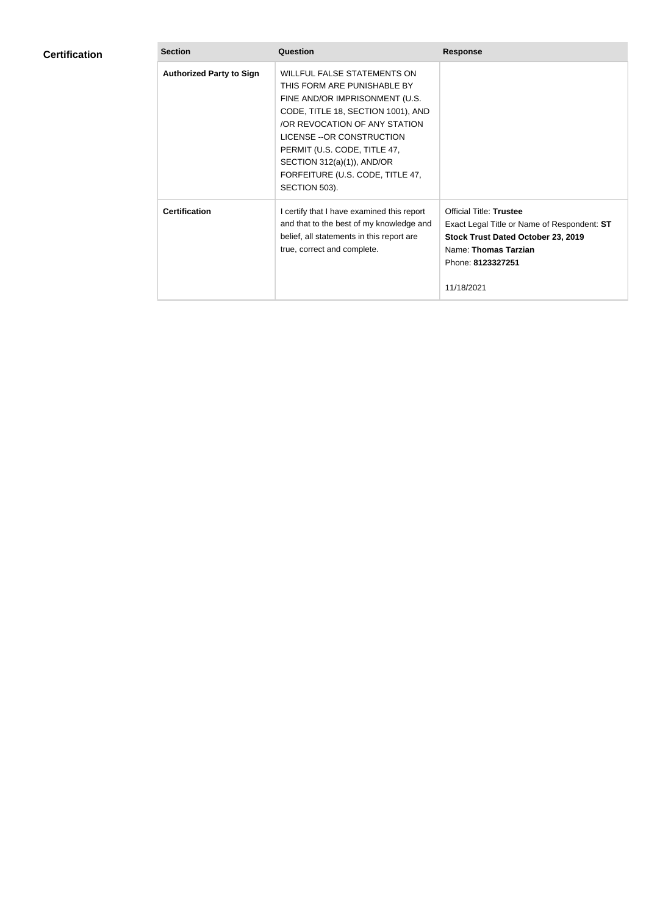## Certification

| Section | Question | Response |
| --- | --- | --- |
| **Authorized Party to Sign** | WILLFUL FALSE STATEMENTS ON THIS FORM ARE PUNISHABLE BY FINE AND/OR IMPRISONMENT (U.S. CODE, TITLE 18, SECTION 1001), AND /OR REVOCATION OF ANY STATION LICENSE --OR CONSTRUCTION PERMIT (U.S. CODE, TITLE 47, SECTION 312(a)(1)), AND/OR FORFEITURE (U.S. CODE, TITLE 47, SECTION 503). | |
| **Certification** | I certify that I have examined this report and that to the best of my knowledge and belief, all statements in this report are true, correct and complete. | Official Title: **Trustee**<br>Exact Legal Title or Name of Respondent: **ST Stock Trust Dated October 23, 2019**<br>Name: **Thomas Tarzian**<br>Phone: **8123327251**<br><br>11/18/2021 |